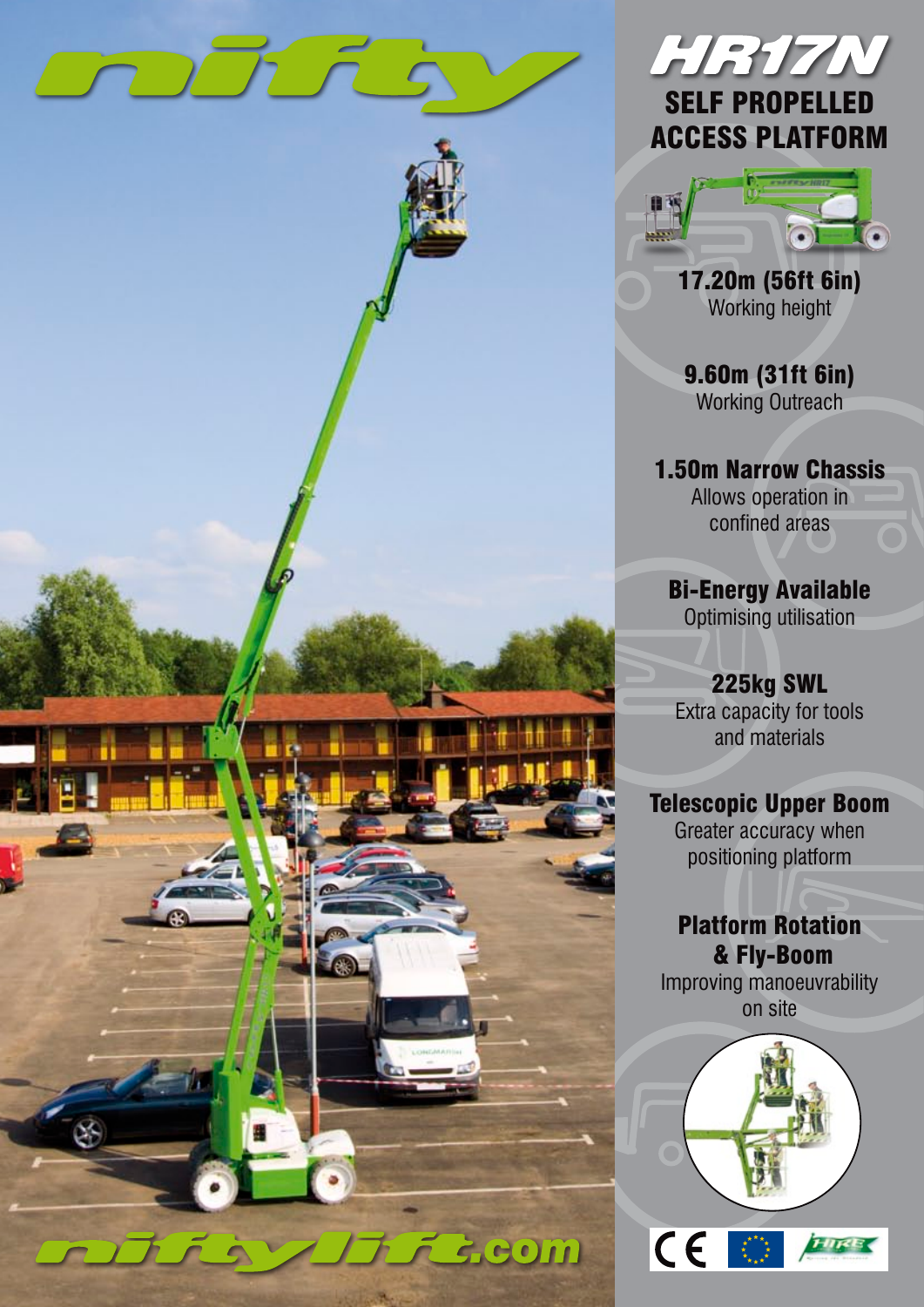# nifty

## HR17N

## SELF PROPELLED ACCESS PLATFORM

**17.20m (56ft 6in)**
Working height

**9.60m (31ft 6in)**
Working Outreach

**1.50m Narrow Chassis**
Allows operation in confined areas

**Bi-Energy Available**
Optimising utilisation

**225kg SWL**
Extra capacity for tools and materials

**Telescopic Upper Boom**
Greater accuracy when positioning platform

**Platform Rotation & Fly-Boom**
Improving manoeuvrability on site

niftylift.com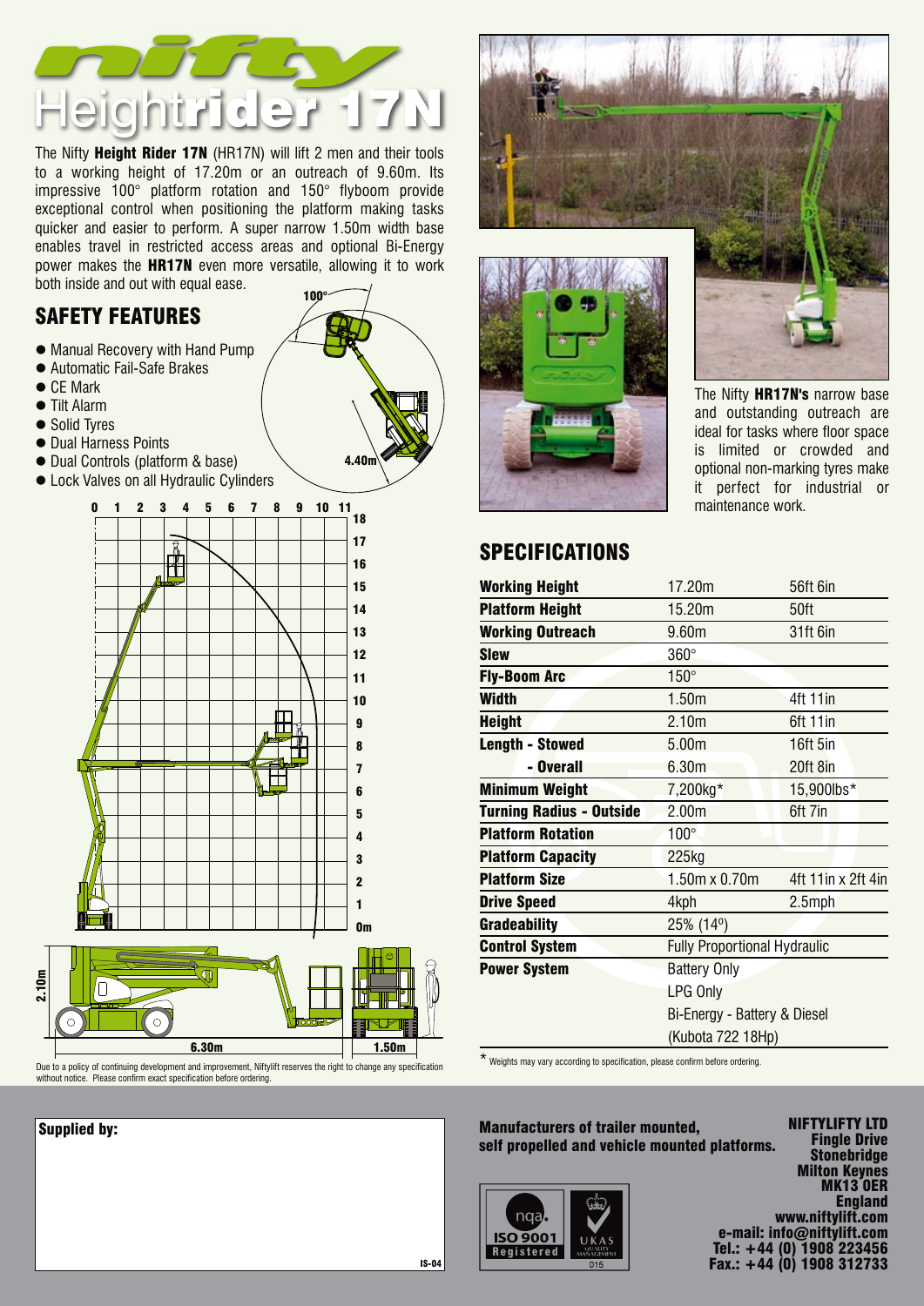# nifty Heightrider 17N

The Nifty **Height Rider 17N** (HR17N) will lift 2 men and their tools to a working height of 17.20m or an outreach of 9.60m. Its impressive 100° platform rotation and 150° flyboom provide exceptional control when positioning the platform making tasks quicker and easier to perform. A super narrow 1.50m width base enables travel in restricted access areas and optional Bi-Energy power makes the **HR17N** even more versatile, allowing it to work both inside and out with equal ease.

## SAFETY FEATURES

- Manual Recovery with Hand Pump
- Automatic Fail-Safe Brakes
- CE Mark
- Tilt Alarm
- Solid Tyres
- Dual Harness Points
- Dual Controls (platform & base)
- Lock Valves on all Hydraulic Cylinders

100°

4.40m

0 1 2 3 4 5 6 7 8 9 10 11

18 17 16 15 14 13 12 11 10 9 8 7 6 5 4 3 2 1 0m

2.10m

6.30m

1.50m

Due to a policy of continuing development and improvement, Niftylift reserves the right to change any specification without notice. Please confirm exact specification before ordering.

The Nifty **HR17N's** narrow base and outstanding outreach are ideal for tasks where floor space is limited or crowded and optional non-marking tyres make it perfect for industrial or maintenance work.

## SPECIFICATIONS

| | | |
|---|---|---|
| **Working Height** | 17.20m | 56ft 6in |
| **Platform Height** | 15.20m | 50ft |
| **Working Outreach** | 9.60m | 31ft 6in |
| **Slew** | 360° | |
| **Fly-Boom Arc** | 150° | |
| **Width** | 1.50m | 4ft 11in |
| **Height** | 2.10m | 6ft 11in |
| **Length - Stowed** | 5.00m | 16ft 5in |
| **- Overall** | 6.30m | 20ft 8in |
| **Minimum Weight** | 7,200kg* | 15,900lbs* |
| **Turning Radius - Outside** | 2.00m | 6ft 7in |
| **Platform Rotation** | 100° | |
| **Platform Capacity** | 225kg | |
| **Platform Size** | 1.50m x 0.70m | 4ft 11in x 2ft 4in |
| **Drive Speed** | 4kph | 2.5mph |
| **Gradeability** | 25% (14º) | |
| **Control System** | Fully Proportional Hydraulic | |
| **Power System** | Battery Only | |
| | LPG Only | |
| | Bi-Energy - Battery & Diesel | |
| | (Kubota 722 18Hp) | |

* Weights may vary according to specification, please confirm before ordering.

**Supplied by:**

IS-04

**Manufacturers of trailer mounted, self propelled and vehicle mounted platforms.**

nqa. ISO 9001 Registered

UKAS QUALITY MANAGEMENT 015

**NIFTYLIFTY LTD**
**Fingle Drive**
**Stonebridge**
**Milton Keynes**
**MK13 0ER**
**England**
**www.niftylift.com**
**e-mail: info@niftylift.com**
**Tel.: +44 (0) 1908 223456**
**Fax.: +44 (0) 1908 312733**